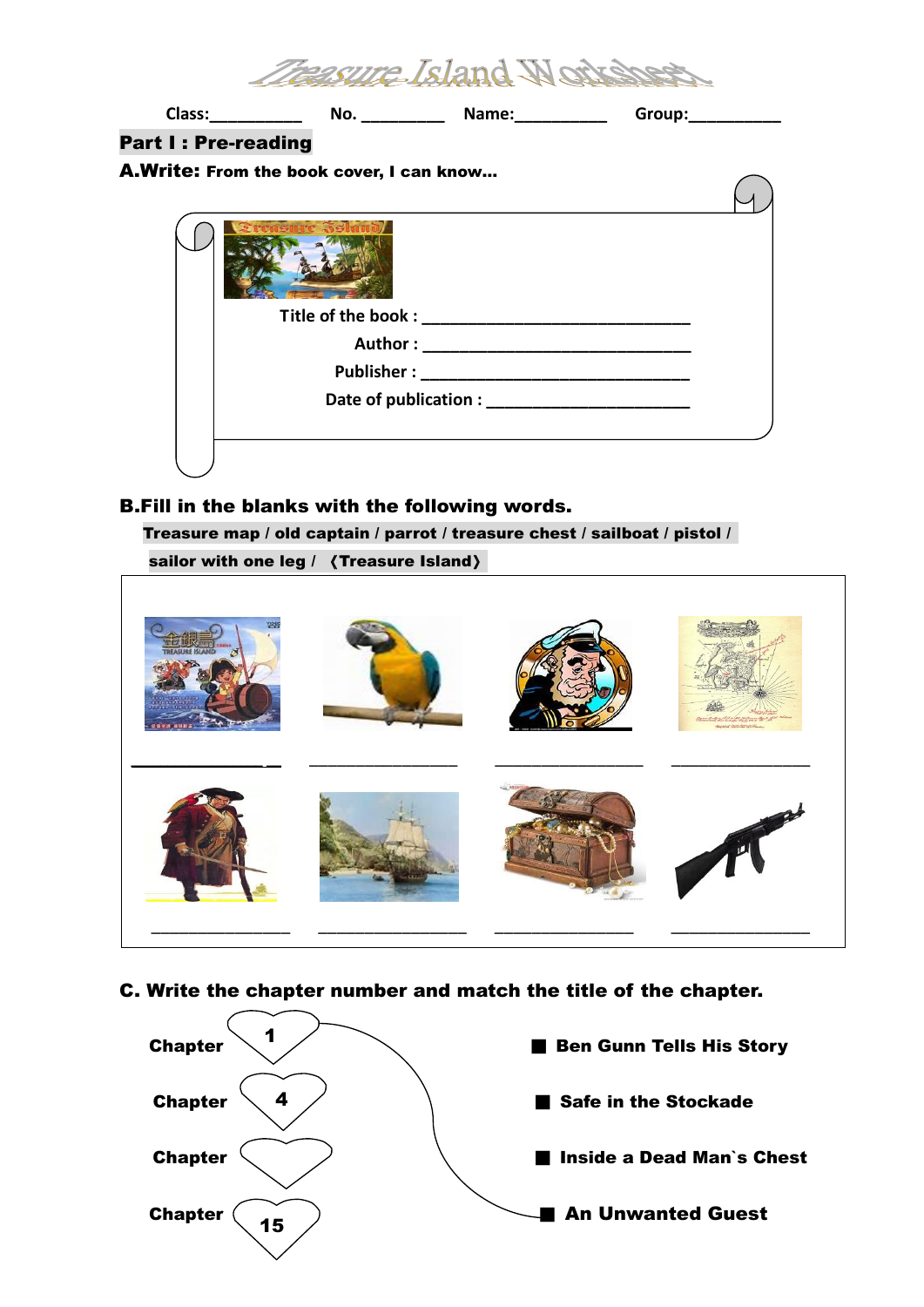# Treasure Island Worksheet

Class:__________ No. _________ Name:__________ Group:__________

## Part I : Pre-reading

**A.Write: From the book cover, I can know…**

Title of the book : ______________________________

Author : ______________________________

Publisher : ______________________________

Date of publication : ______________________

**B.Fill in the blanks with the following words.**

**Treasure map / old captain / parrot / treasure chest / sailboat / pistol / sailor with one leg / 《Treasure Island》**

| ________________ | ________________ | ________________ | ________________ |
|---|---|---|---|
| ________________ | ________________ | ________________ | ________________ |

**C. Write the chapter number and match the title of the chapter.**

| | |
|---|---|
| Chapter 1 | ■ Ben Gunn Tells His Story |
| Chapter 4 | ■ Safe in the Stockade |
| Chapter | ■ Inside a Dead Man`s Chest |
| Chapter 15 | ■ An Unwanted Guest |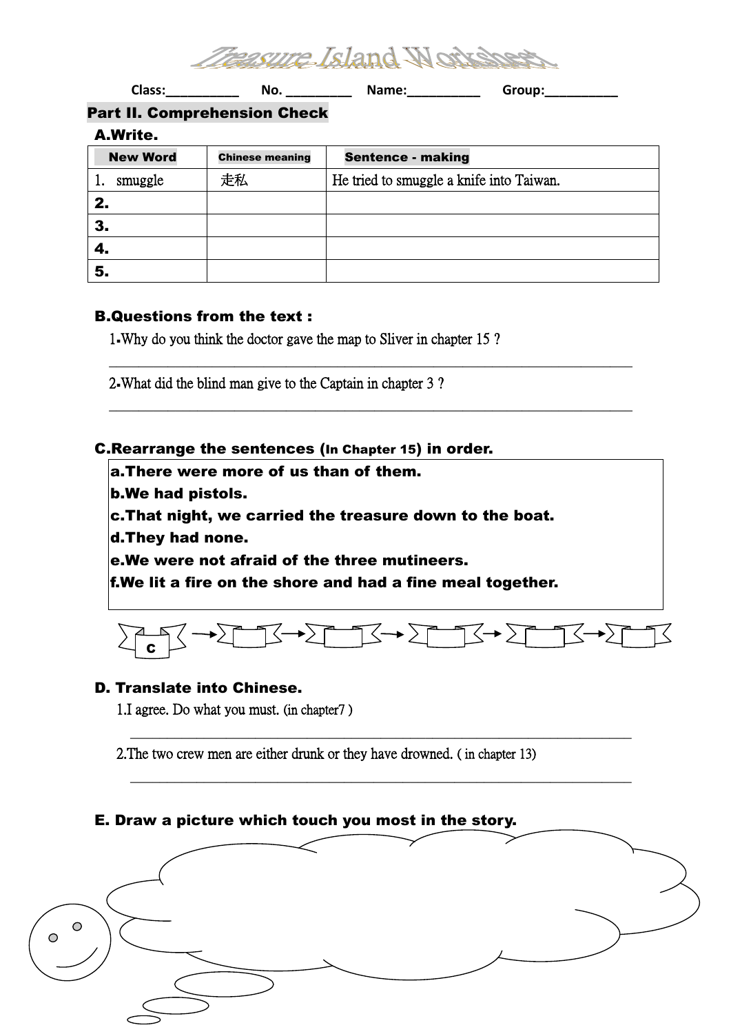# Treasure Island Worksheet

Class:__________ No. _________ Name:__________ Group:__________

## Part II. Comprehension Check

### A.Write.

| New Word | Chinese meaning | Sentence - making |
|---|---|---|
| 1. smuggle | 走私 | He tried to smuggle a knife into Taiwan. |
| 2. | | |
| 3. | | |
| 4. | | |
| 5. | | |

### B.Questions from the text :

1. Why do you think the doctor gave the map to Sliver in chapter 15 ?

______________________________________________________________

2. What did the blind man give to the Captain in chapter 3 ?

______________________________________________________________

### C.Rearrange the sentences (In Chapter 15) in order.

**a.There were more of us than of them.**
**b.We had pistols.**
**c.That night, we carried the treasure down to the boat.**
**d.They had none.**
**e.We were not afraid of the three mutineers.**
**f.We lit a fire on the shore and had a fine meal together.**

c → ___ → ___ → ___ → ___ → ___

### D. Translate into Chinese.

1. I agree. Do what you must. (in chapter7 )

______________________________________________________________

2. The two crew men are either drunk or they have drowned. ( in chapter 13)

______________________________________________________________

### E. Draw a picture which touch you most in the story.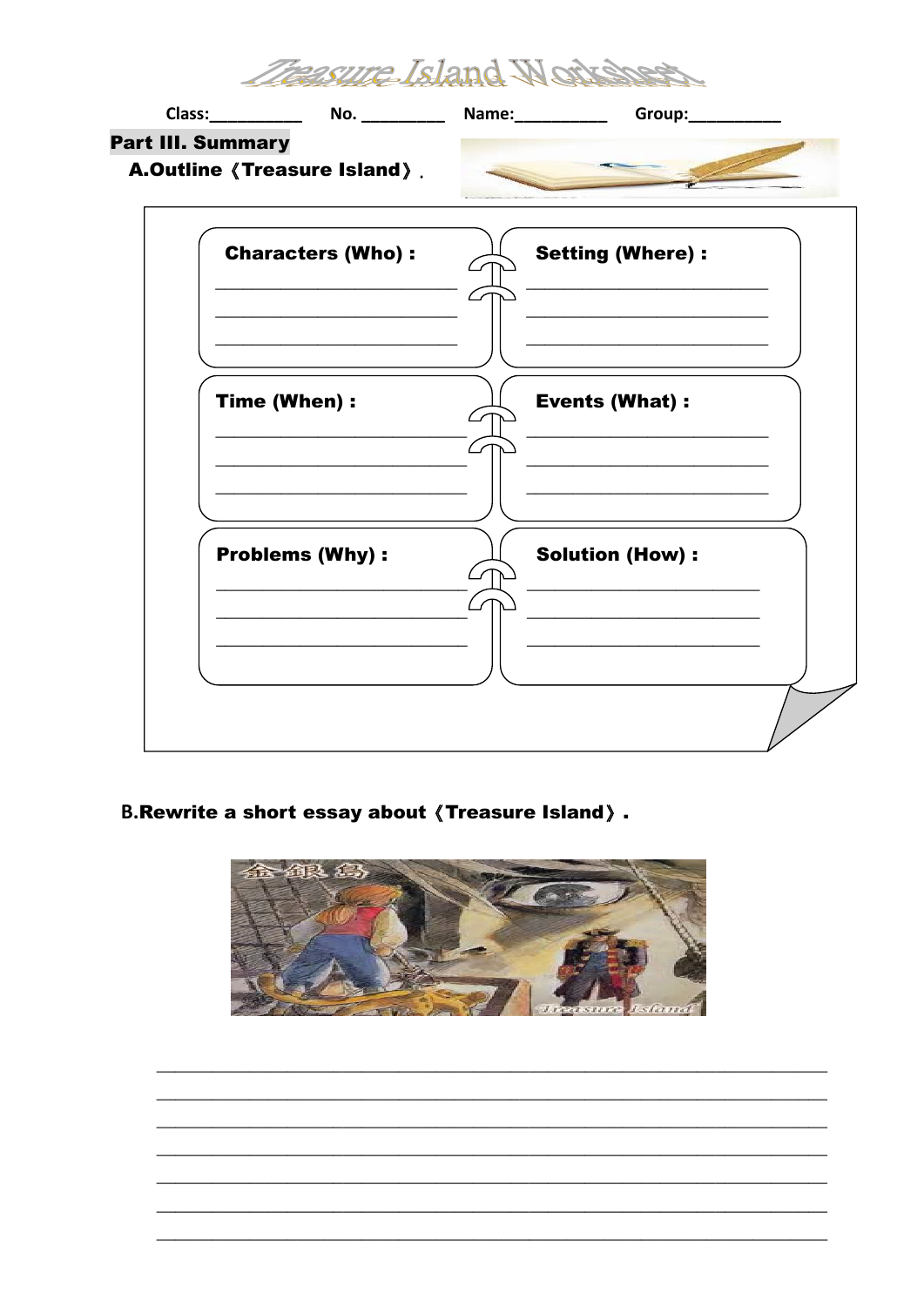# Treasure Island Worksheet

Class:__________ No. _________ Name:__________ Group:__________

## Part III. Summary

### A.Outline《Treasure Island》.

**Characters (Who)：**

______________________________
______________________________
______________________________

**Setting (Where)：**

______________________________
______________________________
______________________________

**Time (When)：**

______________________________
______________________________
______________________________

**Events (What)：**

______________________________
______________________________
______________________________

**Problems (Why)：**

______________________________
______________________________
______________________________

**Solution (How)：**

______________________________
______________________________
______________________________

### B.Rewrite a short essay about《Treasure Island》.

______________________________________________________________________
______________________________________________________________________
______________________________________________________________________
______________________________________________________________________
______________________________________________________________________
______________________________________________________________________
______________________________________________________________________